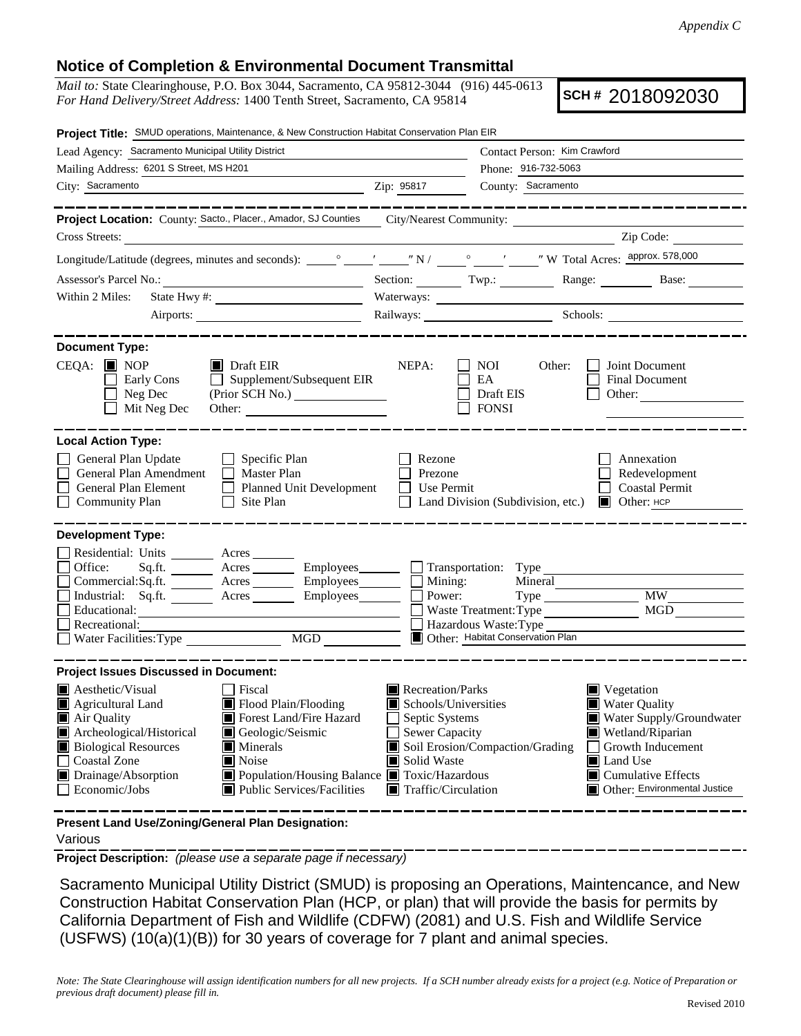*Appendix C*

## Notice of Completion & Environmental Document Transmittal

*Mail to:* State Clearinghouse, P.O. Box 3044, Sacramento, CA 95812-3044 (916) 445-0613
*For Hand Delivery/Street Address:* 1400 Tenth Street, Sacramento, CA 95814

**SCH #** 2018092030

**Project Title:** SMUD operations, Maintenance, & New Construction Habitat Conservation Plan EIR

Lead Agency: Sacramento Municipal Utility District
Contact Person: Kim Crawford
Mailing Address: 6201 S Street, MS H201
Phone: 916-732-5063
City: Sacramento
Zip: 95817
County: Sacramento

**Project Location:** County: Sacto., Placer., Amador, SJ Counties
City/Nearest Community:
Cross Streets:
Zip Code:
Longitude/Latitude (degrees, minutes and seconds): ___° ___′ ___″ N / ___° ___′ ___″ W
Total Acres: approx. 578,000
Assessor's Parcel No.:
Section: ___ Twp.: ___ Range: ___ Base: ___
Within 2 Miles: State Hwy #:
Waterways:
Airports:
Railways:
Schools:

**Document Type:**

CEQA: ■ NOP ☐ Early Cons ☐ Neg Dec ☐ Mit Neg Dec ■ Draft EIR ☐ Supplement/Subsequent EIR (Prior SCH No.) Other:

NEPA: ☐ NOI ☐ EA ☐ Draft EIS ☐ FONSI

Other: ☐ Joint Document ☐ Final Document ☐ Other:

**Local Action Type:**

☐ General Plan Update ☐ General Plan Amendment ☐ General Plan Element ☐ Community Plan ☐ Specific Plan ☐ Master Plan ☐ Planned Unit Development ☐ Site Plan ☐ Rezone ☐ Prezone ☐ Use Permit ☐ Land Division (Subdivision, etc.) ☐ Annexation ☐ Redevelopment ☐ Coastal Permit ■ Other: HCP

**Development Type:**

☐ Residential: Units ___ Acres ___
☐ Office: Sq.ft. ___ Acres ___ Employees ___
☐ Commercial: Sq.ft. ___ Acres ___ Employees ___
☐ Industrial: Sq.ft. ___ Acres ___ Employees ___
☐ Educational:
☐ Recreational:
☐ Water Facilities: Type ___ MGD ___
☐ Transportation: Type
☐ Mining: Mineral
☐ Power: Type ___ MW ___
☐ Waste Treatment: Type ___ MGD ___
☐ Hazardous Waste: Type
■ Other: Habitat Conservation Plan

**Project Issues Discussed in Document:**

■ Aesthetic/Visual
■ Agricultural Land
■ Air Quality
■ Archeological/Historical
■ Biological Resources
☐ Coastal Zone
■ Drainage/Absorption
☐ Economic/Jobs
☐ Fiscal
■ Flood Plain/Flooding
■ Forest Land/Fire Hazard
■ Geologic/Seismic
■ Minerals
■ Noise
■ Population/Housing Balance
■ Public Services/Facilities
■ Recreation/Parks
■ Schools/Universities
☐ Septic Systems
☐ Sewer Capacity
■ Soil Erosion/Compaction/Grading
■ Solid Waste
■ Toxic/Hazardous
■ Traffic/Circulation
■ Vegetation
■ Water Quality
■ Water Supply/Groundwater
■ Wetland/Riparian
☐ Growth Inducement
■ Land Use
■ Cumulative Effects
■ Other: Environmental Justice

**Present Land Use/Zoning/General Plan Designation:**

Various

**Project Description:** *(please use a separate page if necessary)*

Sacramento Municipal Utility District (SMUD) is proposing an Operations, Maintencance, and New Construction Habitat Conservation Plan (HCP, or plan) that will provide the basis for permits by California Department of Fish and Wildlife (CDFW) (2081) and U.S. Fish and Wildlife Service (USFWS) (10(a)(1)(B)) for 30 years of coverage for 7 plant and animal species.

*Note: The State Clearinghouse will assign identification numbers for all new projects. If a SCH number already exists for a project (e.g. Notice of Preparation or previous draft document) please fill in.*

Revised 2010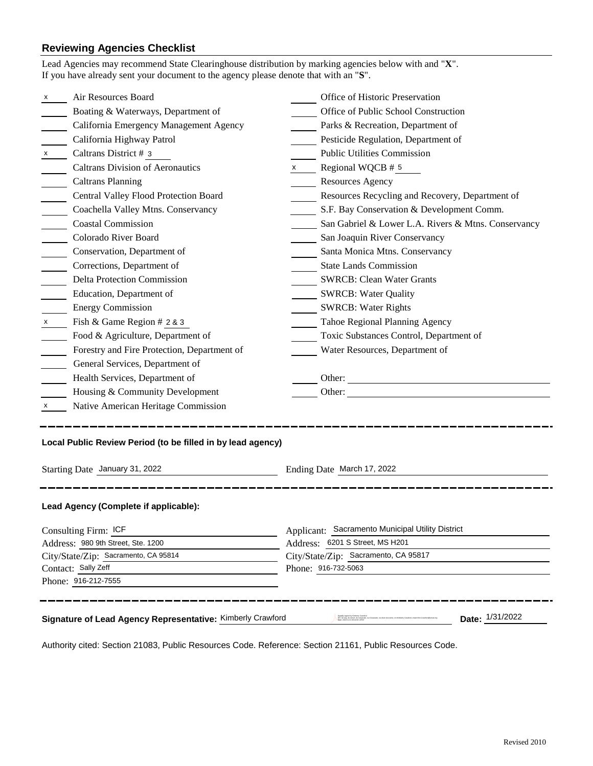## Reviewing Agencies Checklist

Lead Agencies may recommend State Clearinghouse distribution by marking agencies below with and "**X**". If you have already sent your document to the agency please denote that with an "**S**".

| | | | |
|---|---|---|---|
| x | Air Resources Board | | Office of Historic Preservation |
| | Boating & Waterways, Department of | | Office of Public School Construction |
| | California Emergency Management Agency | | Parks & Recreation, Department of |
| | California Highway Patrol | | Pesticide Regulation, Department of |
| x | Caltrans District # 3 | | Public Utilities Commission |
| | Caltrans Division of Aeronautics | x | Regional WQCB # 5 |
| | Caltrans Planning | | Resources Agency |
| | Central Valley Flood Protection Board | | Resources Recycling and Recovery, Department of |
| | Coachella Valley Mtns. Conservancy | | S.F. Bay Conservation & Development Comm. |
| | Coastal Commission | | San Gabriel & Lower L.A. Rivers & Mtns. Conservancy |
| | Colorado River Board | | San Joaquin River Conservancy |
| | Conservation, Department of | | Santa Monica Mtns. Conservancy |
| | Corrections, Department of | | State Lands Commission |
| | Delta Protection Commission | | SWRCB: Clean Water Grants |
| | Education, Department of | | SWRCB: Water Quality |
| | Energy Commission | | SWRCB: Water Rights |
| x | Fish & Game Region # 2 & 3 | | Tahoe Regional Planning Agency |
| | Food & Agriculture, Department of | | Toxic Substances Control, Department of |
| | Forestry and Fire Protection, Department of | | Water Resources, Department of |
| | General Services, Department of | | |
| | Health Services, Department of | | Other: |
| | Housing & Community Development | | Other: |
| x | Native American Heritage Commission | | |

**Local Public Review Period (to be filled in by lead agency)**

Starting Date January 31, 2022 Ending Date March 17, 2022

**Lead Agency (Complete if applicable):**

Consulting Firm: ICF
Address: 980 9th Street, Ste. 1200
City/State/Zip: Sacramento, CA 95814
Contact: Sally Zeff
Phone: 916-212-7555

Applicant: Sacramento Municipal Utility District
Address: 6201 S Street, MS H201
City/State/Zip: Sacramento, CA 95817
Phone: 916-732-5063

**Signature of Lead Agency Representative:** Kimberly Crawford **Date:** 1/31/2022

Authority cited: Section 21083, Public Resources Code. Reference: Section 21161, Public Resources Code.

Revised 2010